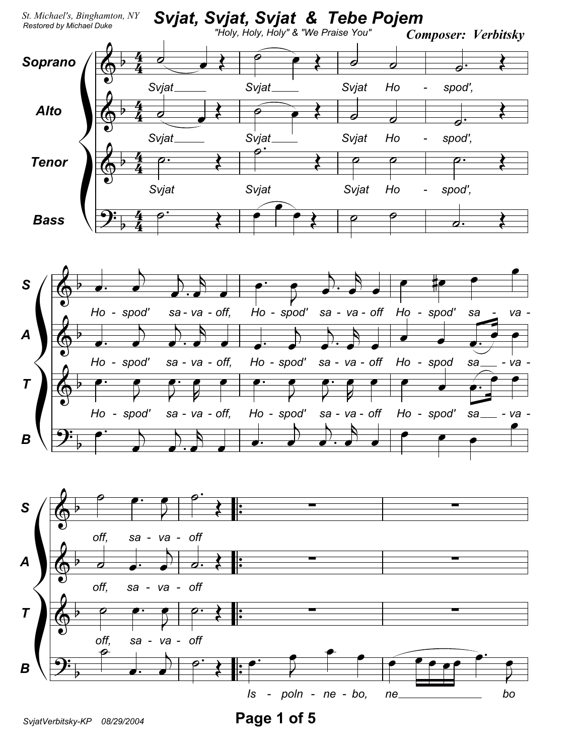St. Michael's, Binghamton, NY
Restored by Michael Duke

# Svjat, Svjat, Svjat & Tebe Pojem

"Holy, Holy, Holy" & "We Praise You"

**Composer: Verbitsky**

Soprano / Alto / Tenor / Bass

Svjat Svjat Svjat Ho - spod',

Ho - spod' sa - va - off, Ho - spod' sa - va - off Ho - spod' sa - va - off, sa - va - off

Is - poln - ne - bo, ne bo

SvjatVerbitsky-KP 08/29/2004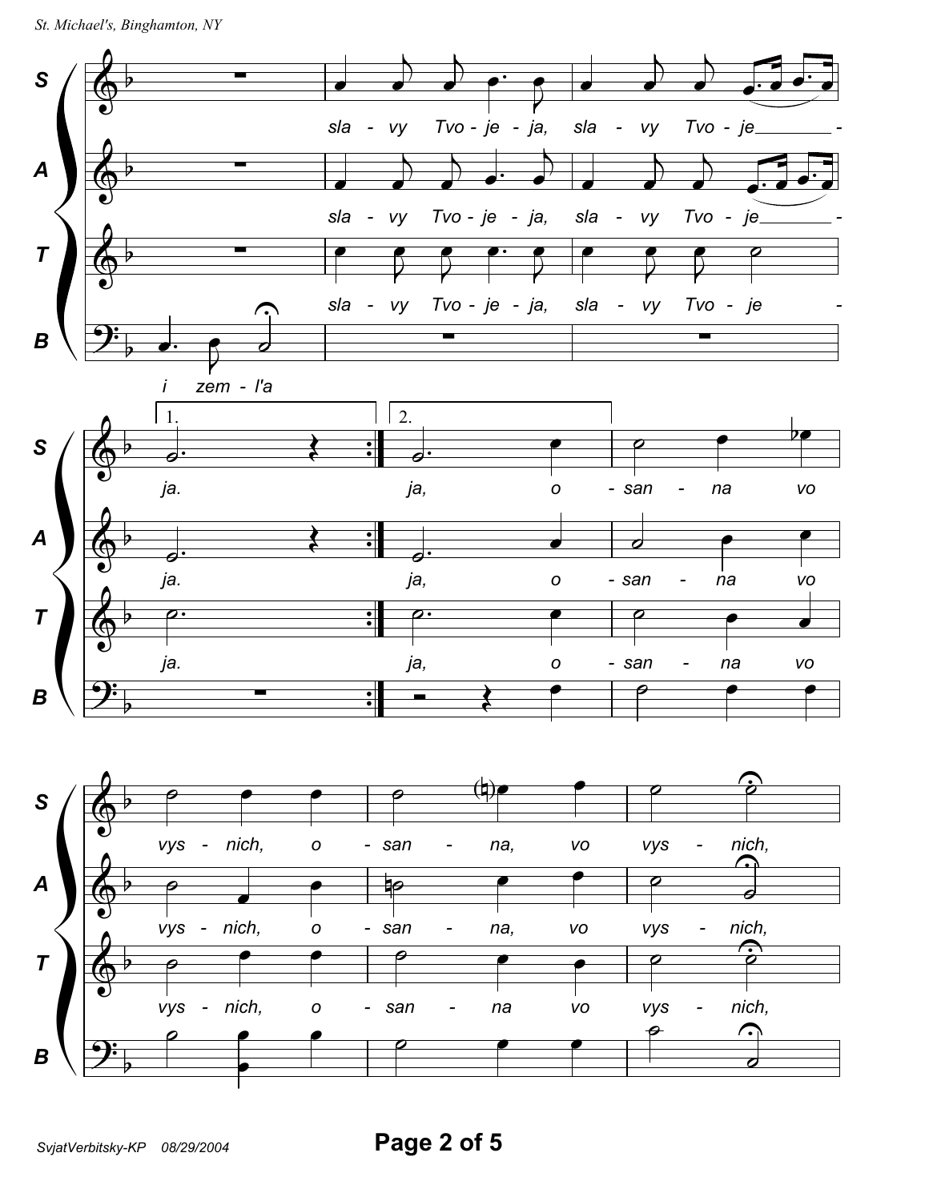S: sla - vy Tvo - je - ja, sla - vy Tvo - je - ja.

A: sla - vy Tvo - je - ja, sla - vy Tvo - je - ja.

T: sla - vy Tvo - je - ja, sla - vy Tvo - je - ja.

B: i zem - l'a

1. ja.

2. ja, o - san - na vo vys - nich, o - san - na, vo vys - nich,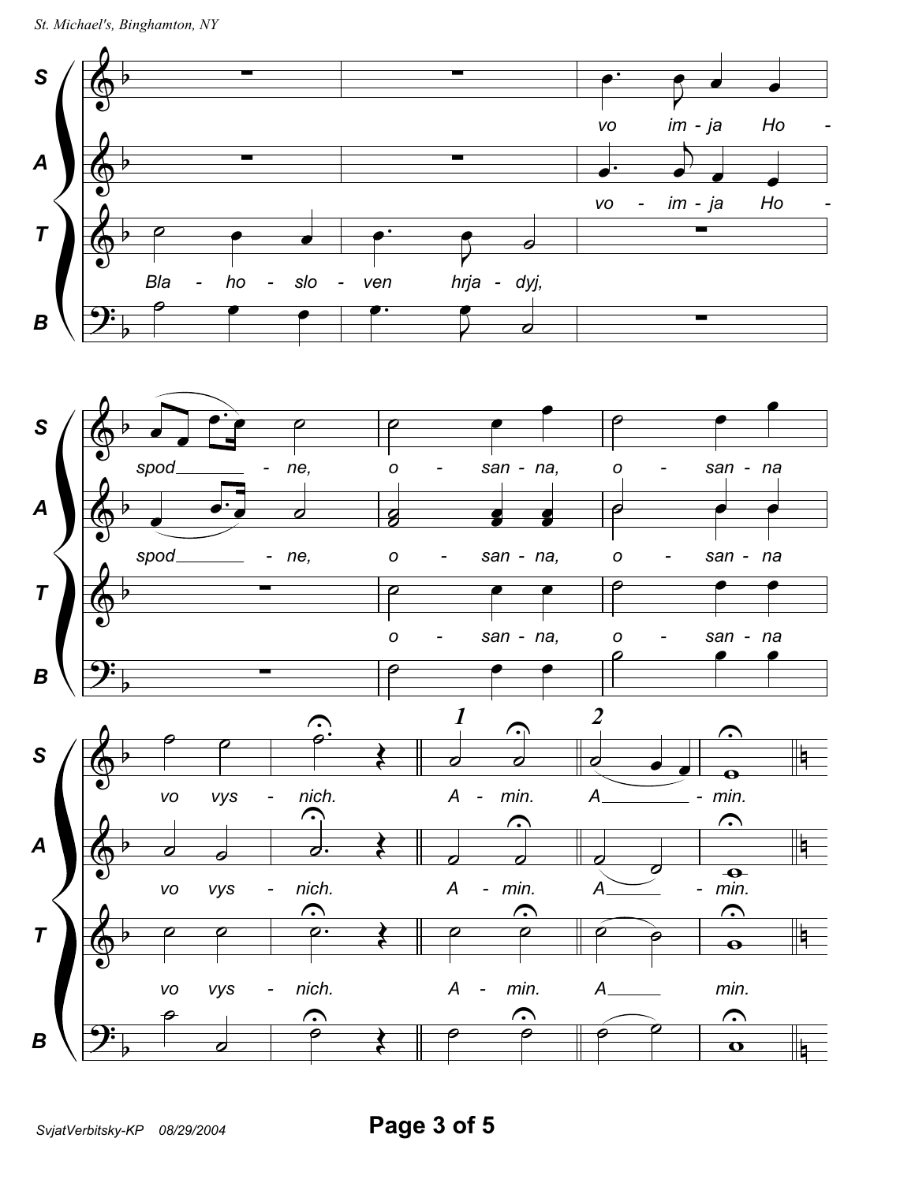**S:** vo im - ja Ho - spod - ne, o - san - na, o - san - na vo vys - nich. **1** A - min. **2** A - min.

**A:** vo - im - ja Ho - spod - ne, o - san - na, o - san - na vo vys - nich. A - min. A - min.

**T:** Bla - ho - slo - ven hrja - dyj, o - san - na, o - san - na vo vys - nich. A - min. A min.

**B:** Bla - ho - slo - ven hrja - dyj, o - san - na, o - san - na vo vys - nich. A - min. A - min.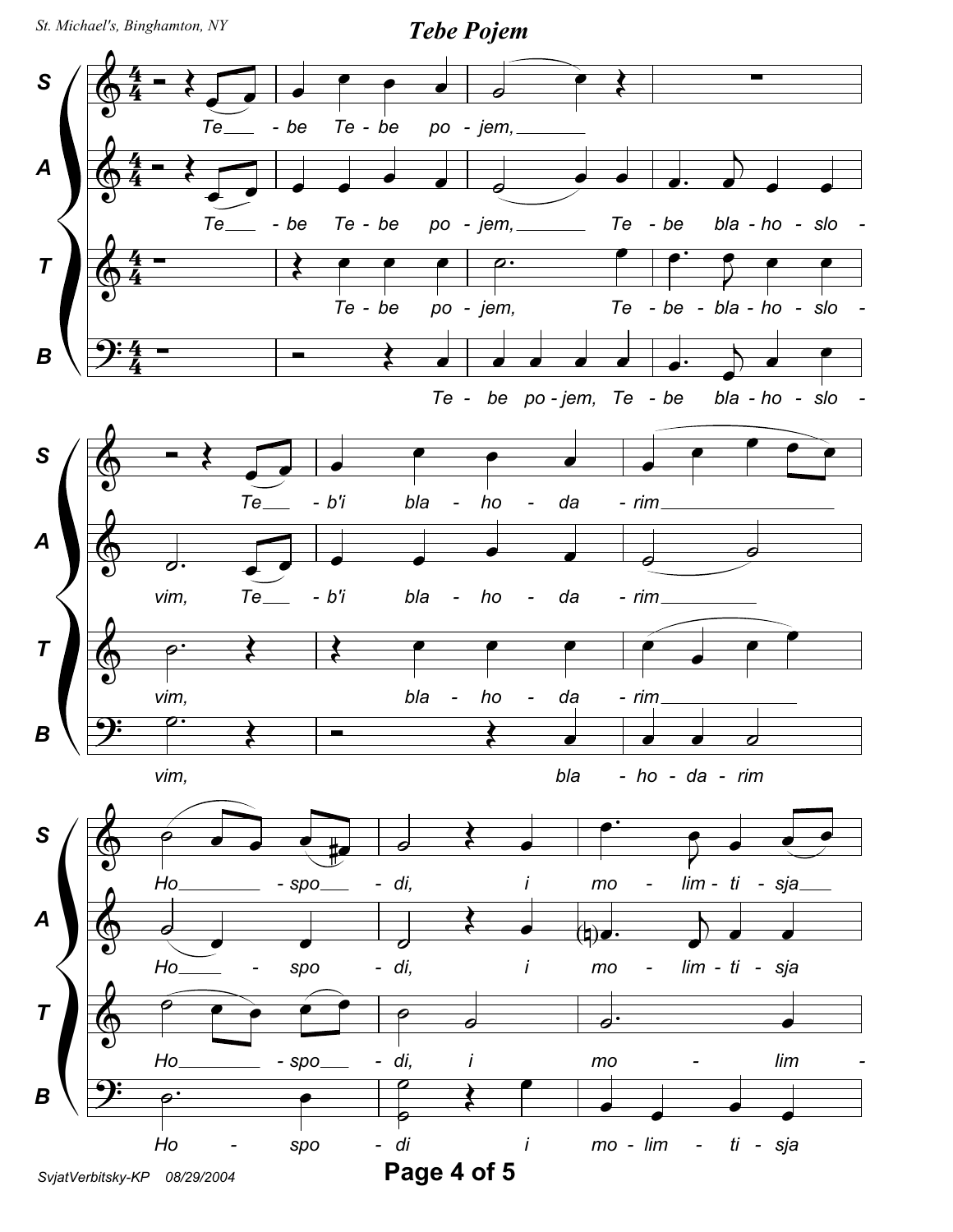# Tebe Pojem

**S:** Te — be Te - be po - jem, — Te — b'i bla - ho - da - rim — Ho — spo — di, i mo - lim - ti - sja —

**A:** Te — be Te - be po - jem, — Te - be bla - ho - slo - vim, Te — b'i bla - ho - da - rim — Ho — spo - di, i mo - lim - ti - sja

**T:** Te - be po - jem, Te - be - bla - ho - slo - vim, bla - ho - da - rim — Ho — spo — di, i mo - lim -

**B:** Te - be po - jem, Te - be bla - ho - slo - vim, bla - ho - da - rim Ho - spo - di i mo - lim - ti - sja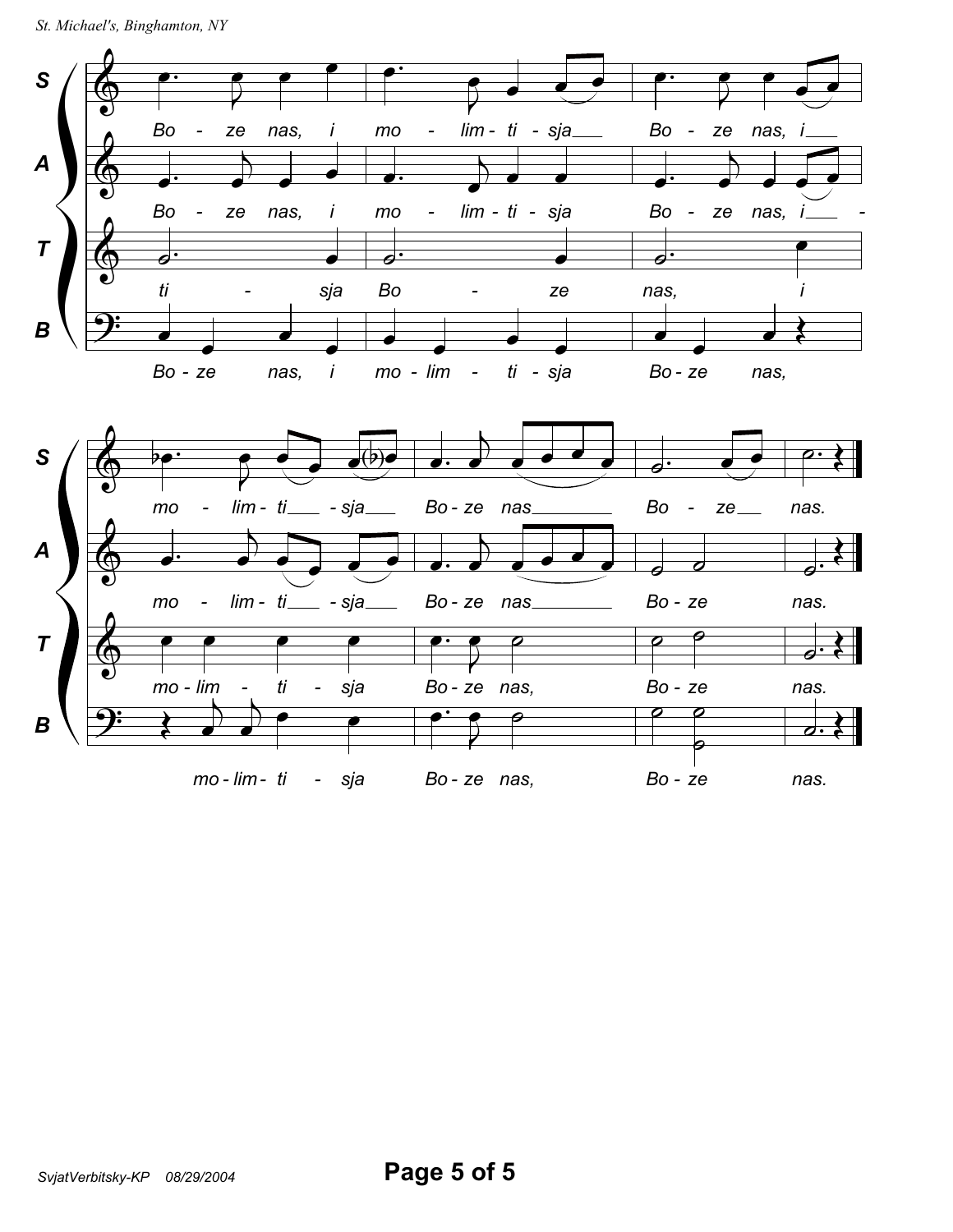S: Bo - ze nas, i mo - lim - ti - sja Bo - ze nas, i
A: Bo - ze nas, i mo - lim - ti - sja Bo - ze nas, i
T: ti - sja Bo - ze nas, i
B: Bo - ze nas, i mo - lim - ti - sja Bo - ze nas,

S: mo - lim - ti - sja Bo - ze nas Bo - ze nas.
A: mo - lim - ti - sja Bo - ze nas Bo - ze nas.
T: mo - lim - ti - sja Bo - ze nas, Bo - ze nas.
B: mo - lim - ti - sja Bo - ze nas, Bo - ze nas.